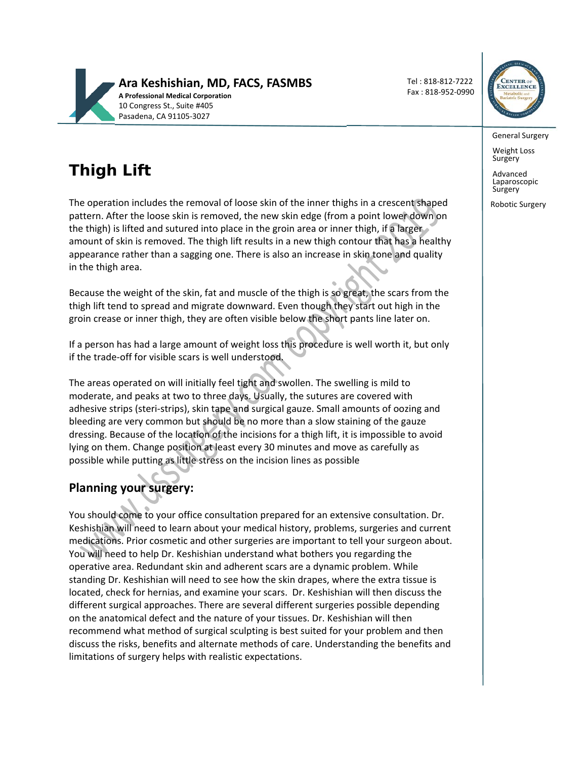**Ara Keshishian, MD, FACS, FASMBS**
**A Professional Medical Corporation**
10 Congress St., Suite #405
Pasadena, CA 91105-3027

Tel : 818-812-7222
Fax : 818-952-0990

General Surgery

Weight Loss Surgery

Advanced Laparoscopic Surgery

Robotic Surgery

# Thigh Lift

The operation includes the removal of loose skin of the inner thighs in a crescent shaped pattern. After the loose skin is removed, the new skin edge (from a point lower down on the thigh) is lifted and sutured into place in the groin area or inner thigh, if a larger amount of skin is removed. The thigh lift results in a new thigh contour that has a healthy appearance rather than a sagging one. There is also an increase in skin tone and quality in the thigh area.

Because the weight of the skin, fat and muscle of the thigh is so great, the scars from the thigh lift tend to spread and migrate downward. Even though they start out high in the groin crease or inner thigh, they are often visible below the short pants line later on.

If a person has had a large amount of weight loss this procedure is well worth it, but only if the trade-off for visible scars is well understood.

The areas operated on will initially feel tight and swollen. The swelling is mild to moderate, and peaks at two to three days. Usually, the sutures are covered with adhesive strips (steri-strips), skin tape and surgical gauze. Small amounts of oozing and bleeding are very common but should be no more than a slow staining of the gauze dressing. Because of the location of the incisions for a thigh lift, it is impossible to avoid lying on them. Change position at least every 30 minutes and move as carefully as possible while putting as little stress on the incision lines as possible

## Planning your surgery:

You should come to your office consultation prepared for an extensive consultation. Dr. Keshishian will need to learn about your medical history, problems, surgeries and current medications. Prior cosmetic and other surgeries are important to tell your surgeon about. You will need to help Dr. Keshishian understand what bothers you regarding the operative area. Redundant skin and adherent scars are a dynamic problem. While standing Dr. Keshishian will need to see how the skin drapes, where the extra tissue is located, check for hernias, and examine your scars. Dr. Keshishian will then discuss the different surgical approaches. There are several different surgeries possible depending on the anatomical defect and the nature of your tissues. Dr. Keshishian will then recommend what method of surgical sculpting is best suited for your problem and then discuss the risks, benefits and alternate methods of care. Understanding the benefits and limitations of surgery helps with realistic expectations.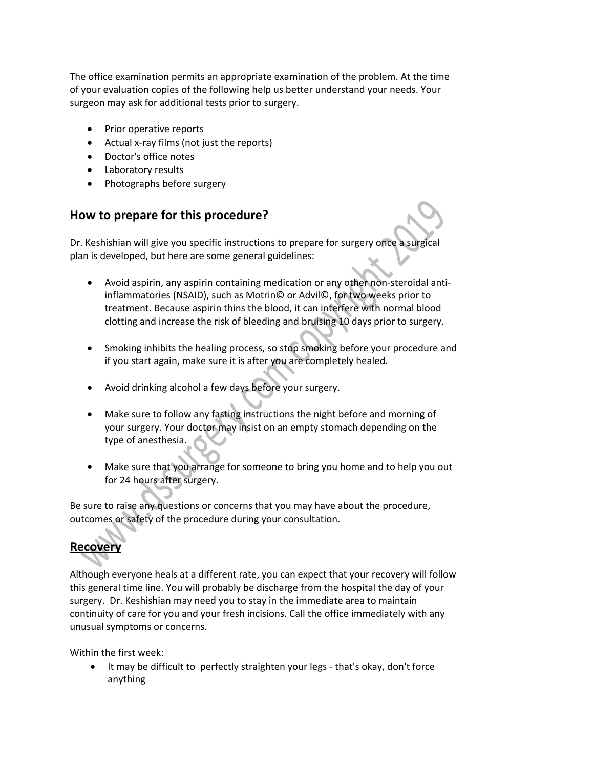The office examination permits an appropriate examination of the problem. At the time of your evaluation copies of the following help us better understand your needs. Your surgeon may ask for additional tests prior to surgery.

- Prior operative reports
- Actual x-ray films (not just the reports)
- Doctor's office notes
- Laboratory results
- Photographs before surgery

## How to prepare for this procedure?

Dr. Keshishian will give you specific instructions to prepare for surgery once a surgical plan is developed, but here are some general guidelines:

- Avoid aspirin, any aspirin containing medication or any other non-steroidal anti-inflammatories (NSAID), such as Motrin© or Advil©, for two weeks prior to treatment. Because aspirin thins the blood, it can interfere with normal blood clotting and increase the risk of bleeding and bruising 10 days prior to surgery.

- Smoking inhibits the healing process, so stop smoking before your procedure and if you start again, make sure it is after you are completely healed.

- Avoid drinking alcohol a few days before your surgery.

- Make sure to follow any fasting instructions the night before and morning of your surgery. Your doctor may insist on an empty stomach depending on the type of anesthesia.

- Make sure that you arrange for someone to bring you home and to help you out for 24 hours after surgery.

Be sure to raise any questions or concerns that you may have about the procedure, outcomes or safety of the procedure during your consultation.

## Recovery

Although everyone heals at a different rate, you can expect that your recovery will follow this general time line. You will probably be discharge from the hospital the day of your surgery. Dr. Keshishian may need you to stay in the immediate area to maintain continuity of care for you and your fresh incisions. Call the office immediately with any unusual symptoms or concerns.

Within the first week:

- It may be difficult to perfectly straighten your legs - that's okay, don't force anything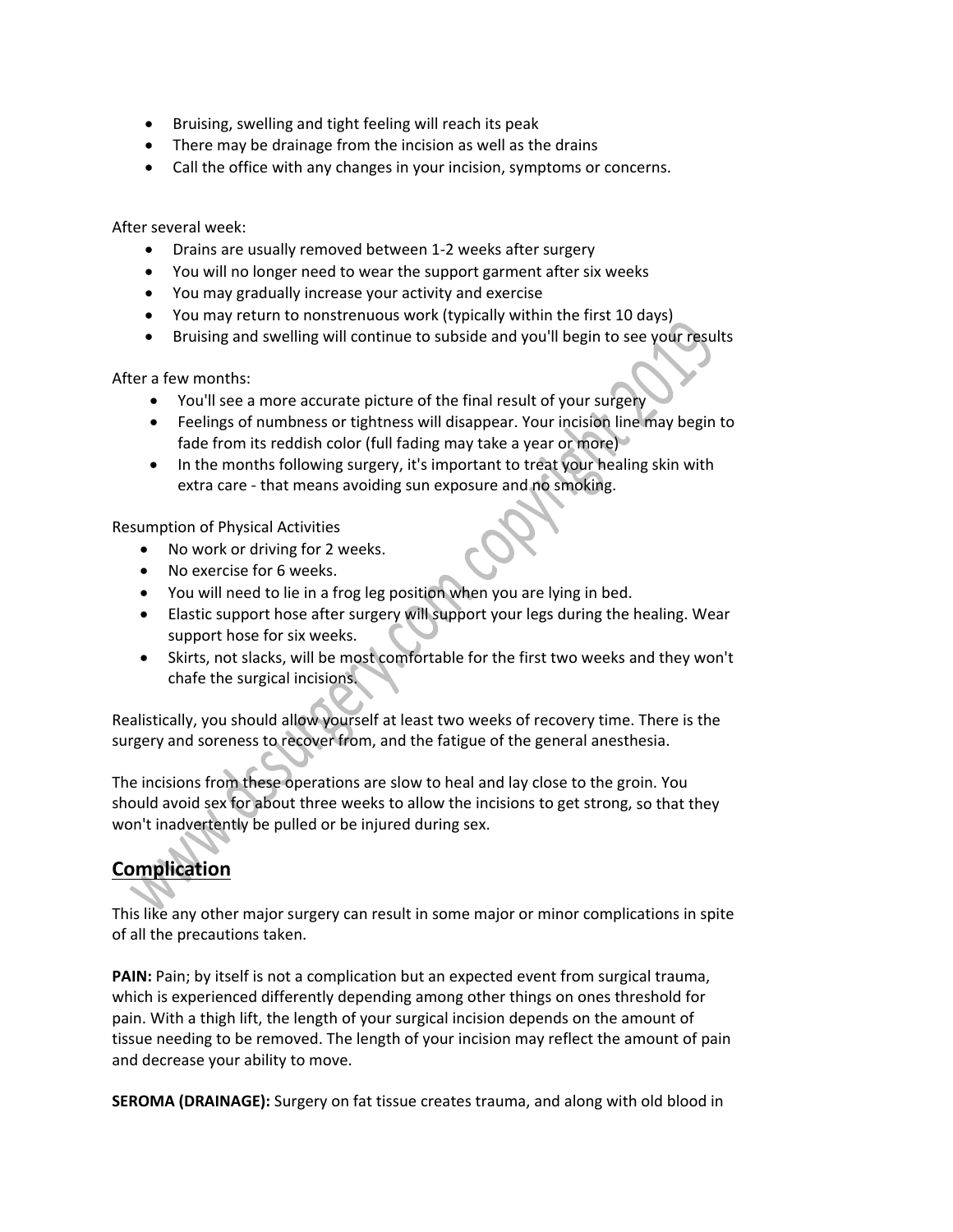- Bruising, swelling and tight feeling will reach its peak
- There may be drainage from the incision as well as the drains
- Call the office with any changes in your incision, symptoms or concerns.

After several week:

- Drains are usually removed between 1-2 weeks after surgery
- You will no longer need to wear the support garment after six weeks
- You may gradually increase your activity and exercise
- You may return to nonstrenuous work (typically within the first 10 days)
- Bruising and swelling will continue to subside and you'll begin to see your results

After a few months:

- You'll see a more accurate picture of the final result of your surgery
- Feelings of numbness or tightness will disappear. Your incision line may begin to fade from its reddish color (full fading may take a year or more)
- In the months following surgery, it's important to treat your healing skin with extra care - that means avoiding sun exposure and no smoking.

Resumption of Physical Activities

- No work or driving for 2 weeks.
- No exercise for 6 weeks.
- You will need to lie in a frog leg position when you are lying in bed.
- Elastic support hose after surgery will support your legs during the healing. Wear support hose for six weeks.
- Skirts, not slacks, will be most comfortable for the first two weeks and they won't chafe the surgical incisions.

Realistically, you should allow yourself at least two weeks of recovery time. There is the surgery and soreness to recover from, and the fatigue of the general anesthesia.

The incisions from these operations are slow to heal and lay close to the groin. You should avoid sex for about three weeks to allow the incisions to get strong, so that they won't inadvertently be pulled or be injured during sex.

## Complication

This like any other major surgery can result in some major or minor complications in spite of all the precautions taken.

**PAIN:** Pain; by itself is not a complication but an expected event from surgical trauma, which is experienced differently depending among other things on ones threshold for pain. With a thigh lift, the length of your surgical incision depends on the amount of tissue needing to be removed. The length of your incision may reflect the amount of pain and decrease your ability to move.

**SEROMA (DRAINAGE):** Surgery on fat tissue creates trauma, and along with old blood in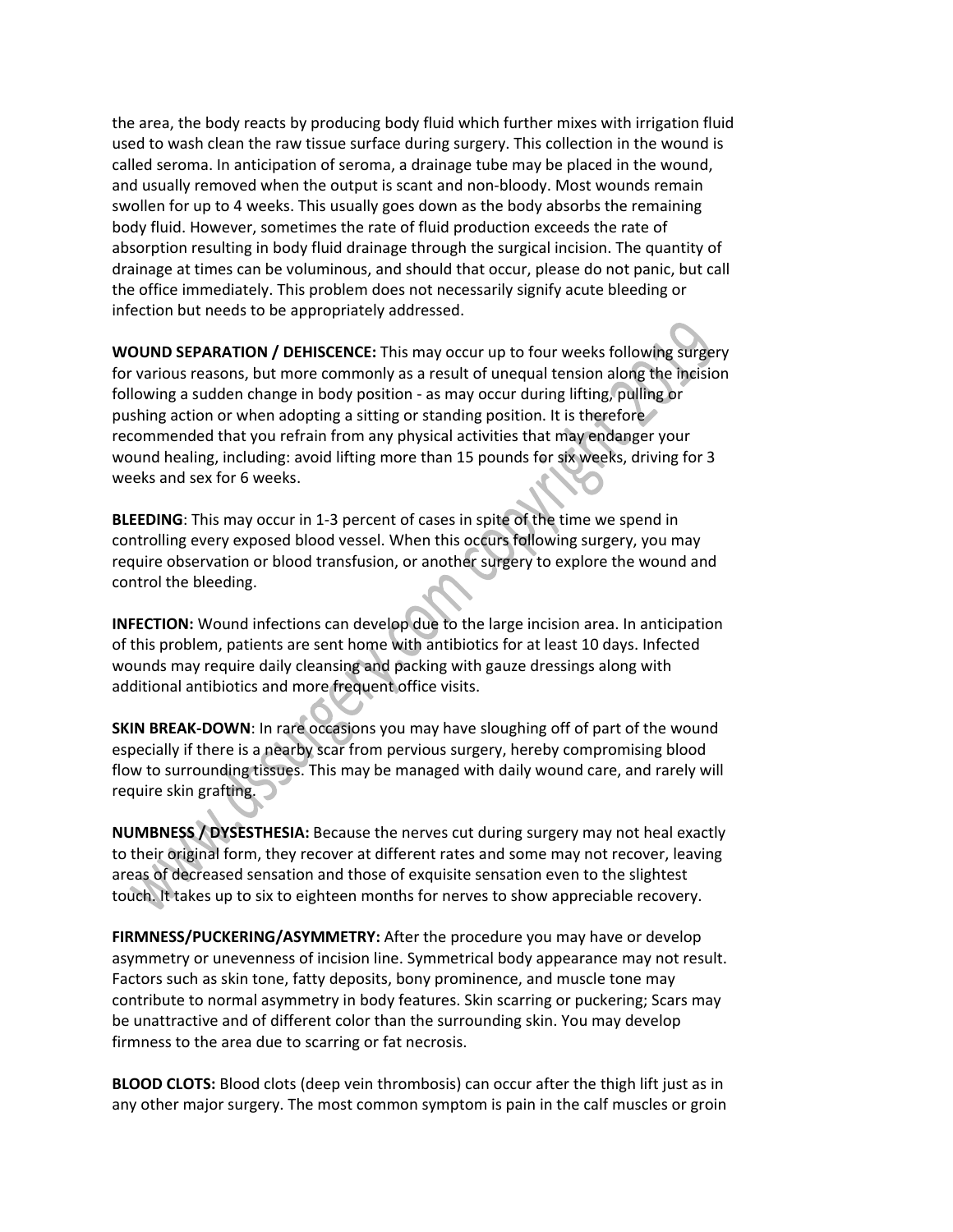the area, the body reacts by producing body fluid which further mixes with irrigation fluid used to wash clean the raw tissue surface during surgery. This collection in the wound is called seroma. In anticipation of seroma, a drainage tube may be placed in the wound, and usually removed when the output is scant and non-bloody. Most wounds remain swollen for up to 4 weeks. This usually goes down as the body absorbs the remaining body fluid. However, sometimes the rate of fluid production exceeds the rate of absorption resulting in body fluid drainage through the surgical incision. The quantity of drainage at times can be voluminous, and should that occur, please do not panic, but call the office immediately. This problem does not necessarily signify acute bleeding or infection but needs to be appropriately addressed.

**WOUND SEPARATION / DEHISCENCE:** This may occur up to four weeks following surgery for various reasons, but more commonly as a result of unequal tension along the incision following a sudden change in body position - as may occur during lifting, pulling or pushing action or when adopting a sitting or standing position. It is therefore recommended that you refrain from any physical activities that may endanger your wound healing, including: avoid lifting more than 15 pounds for six weeks, driving for 3 weeks and sex for 6 weeks.

**BLEEDING**: This may occur in 1-3 percent of cases in spite of the time we spend in controlling every exposed blood vessel. When this occurs following surgery, you may require observation or blood transfusion, or another surgery to explore the wound and control the bleeding.

**INFECTION:** Wound infections can develop due to the large incision area. In anticipation of this problem, patients are sent home with antibiotics for at least 10 days. Infected wounds may require daily cleansing and packing with gauze dressings along with additional antibiotics and more frequent office visits.

**SKIN BREAK-DOWN**: In rare occasions you may have sloughing off of part of the wound especially if there is a nearby scar from pervious surgery, hereby compromising blood flow to surrounding tissues. This may be managed with daily wound care, and rarely will require skin grafting.

**NUMBNESS / DYSESTHESIA:** Because the nerves cut during surgery may not heal exactly to their original form, they recover at different rates and some may not recover, leaving areas of decreased sensation and those of exquisite sensation even to the slightest touch. It takes up to six to eighteen months for nerves to show appreciable recovery.

**FIRMNESS/PUCKERING/ASYMMETRY:** After the procedure you may have or develop asymmetry or unevenness of incision line. Symmetrical body appearance may not result. Factors such as skin tone, fatty deposits, bony prominence, and muscle tone may contribute to normal asymmetry in body features. Skin scarring or puckering; Scars may be unattractive and of different color than the surrounding skin. You may develop firmness to the area due to scarring or fat necrosis.

**BLOOD CLOTS:** Blood clots (deep vein thrombosis) can occur after the thigh lift just as in any other major surgery. The most common symptom is pain in the calf muscles or groin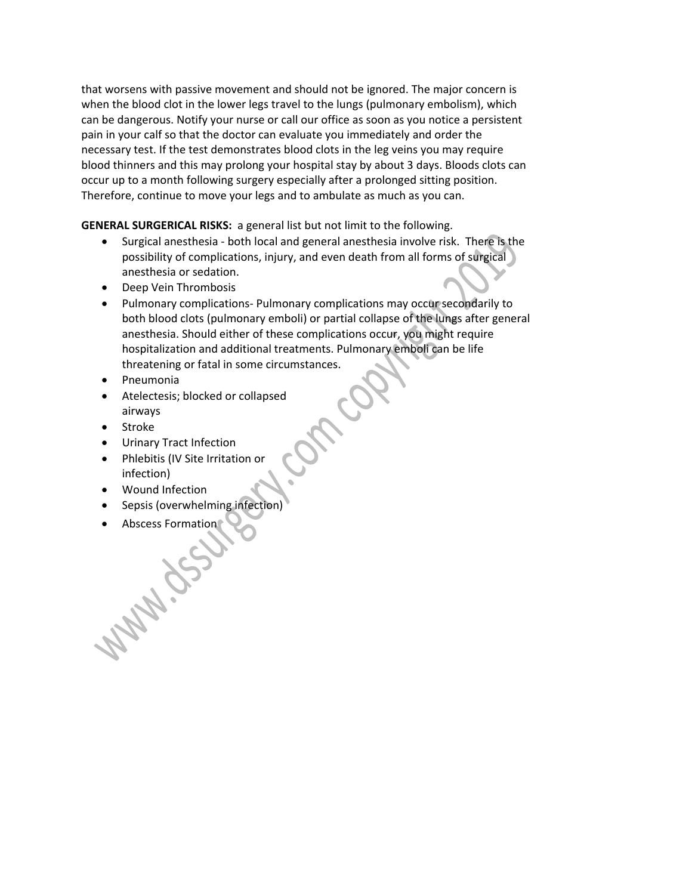that worsens with passive movement and should not be ignored. The major concern is when the blood clot in the lower legs travel to the lungs (pulmonary embolism), which can be dangerous. Notify your nurse or call our office as soon as you notice a persistent pain in your calf so that the doctor can evaluate you immediately and order the necessary test. If the test demonstrates blood clots in the leg veins you may require blood thinners and this may prolong your hospital stay by about 3 days. Bloods clots can occur up to a month following surgery especially after a prolonged sitting position. Therefore, continue to move your legs and to ambulate as much as you can.

**GENERAL SURGICAL RISKS:** a general list but not limit to the following.

- Surgical anesthesia - both local and general anesthesia involve risk. There is the possibility of complications, injury, and even death from all forms of surgical anesthesia or sedation.
- Deep Vein Thrombosis
- Pulmonary complications- Pulmonary complications may occur secondarily to both blood clots (pulmonary emboli) or partial collapse of the lungs after general anesthesia. Should either of these complications occur, you might require hospitalization and additional treatments. Pulmonary emboli can be life threatening or fatal in some circumstances.
- Pneumonia
- Atelectesis; blocked or collapsed airways
- Stroke
- Urinary Tract Infection
- Phlebitis (IV Site Irritation or infection)
- Wound Infection
- Sepsis (overwhelming infection)
- Abscess Formation